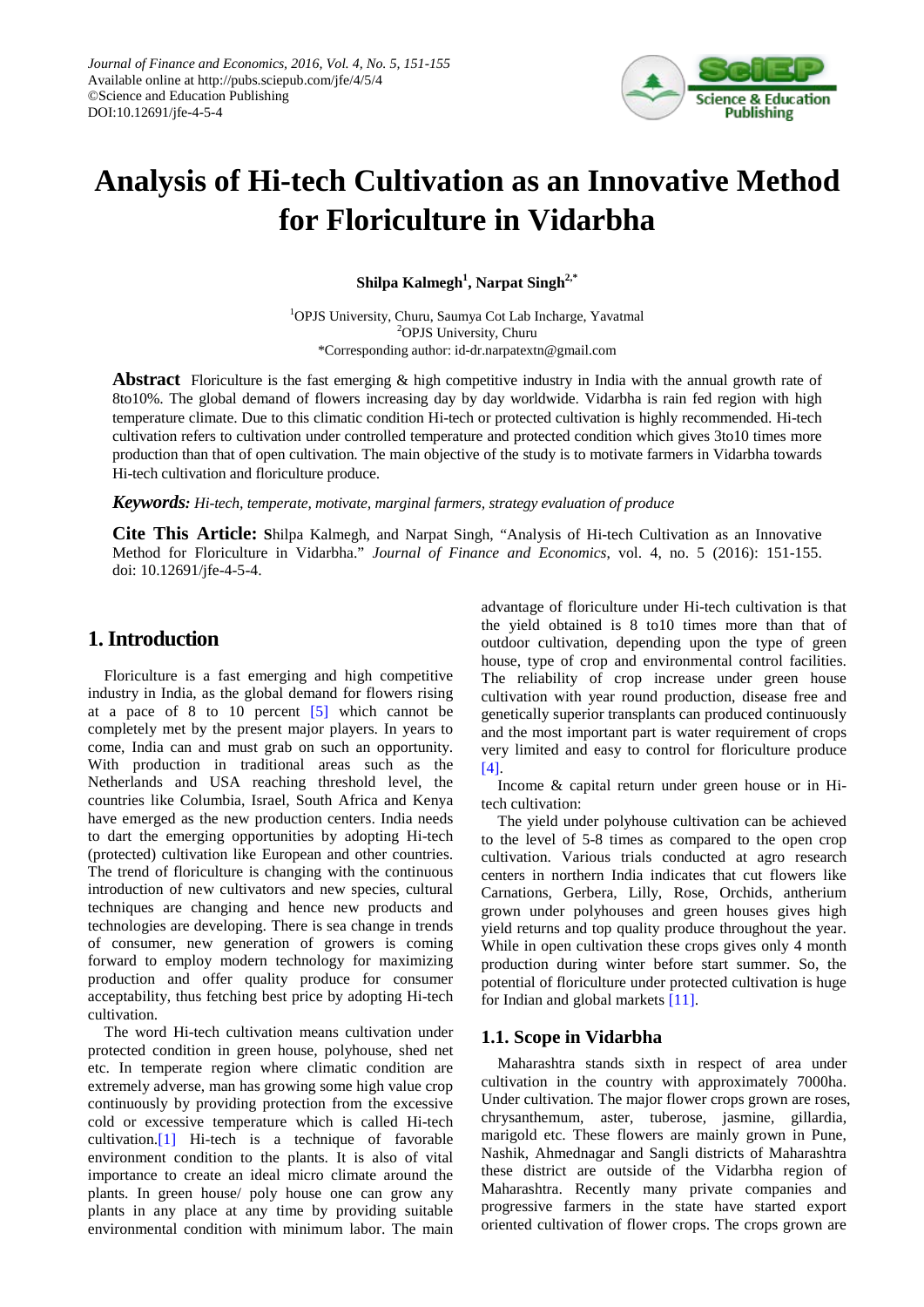# Analysis of Hi-tech Cultivation as an Innovative Method for Floriculture in Vidarbha

**Shilpa Kalmegh[1], Narpat Singh[2,*]**

[1]OPJS University, Churu, Saumya Cot Lab Incharge, Yavatmal
[2]OPJS University, Churu
*Corresponding author: id-dr.narpatextn@gmail.com

**Abstract** Floriculture is the fast emerging & high competitive industry in India with the annual growth rate of 8to10%. The global demand of flowers increasing day by day worldwide. Vidarbha is rain fed region with high temperature climate. Due to this climatic condition Hi-tech or protected cultivation is highly recommended. Hi-tech cultivation refers to cultivation under controlled temperature and protected condition which gives 3to10 times more production than that of open cultivation. The main objective of the study is to motivate farmers in Vidarbha towards Hi-tech cultivation and floriculture produce.

***Keywords:** Hi-tech, temperate, motivate, marginal farmers, strategy evaluation of produce*

**Cite This Article:** Shilpa Kalmegh, and Narpat Singh, "Analysis of Hi-tech Cultivation as an Innovative Method for Floriculture in Vidarbha." *Journal of Finance and Economics*, vol. 4, no. 5 (2016): 151-155. doi: 10.12691/jfe-4-5-4.

## 1. Introduction

Floriculture is a fast emerging and high competitive industry in India, as the global demand for flowers rising at a pace of 8 to 10 percent [5] which cannot be completely met by the present major players. In years to come, India can and must grab on such an opportunity. With production in traditional areas such as the Netherlands and USA reaching threshold level, the countries like Columbia, Israel, South Africa and Kenya have emerged as the new production centers. India needs to dart the emerging opportunities by adopting Hi-tech (protected) cultivation like European and other countries. The trend of floriculture is changing with the continuous introduction of new cultivators and new species, cultural techniques are changing and hence new products and technologies are developing. There is sea change in trends of consumer, new generation of growers is coming forward to employ modern technology for maximizing production and offer quality produce for consumer acceptability, thus fetching best price by adopting Hi-tech cultivation.

The word Hi-tech cultivation means cultivation under protected condition in green house, polyhouse, shed net etc. In temperate region where climatic condition are extremely adverse, man has growing some high value crop continuously by providing protection from the excessive cold or excessive temperature which is called Hi-tech cultivation.[1] Hi-tech is a technique of favorable environment condition to the plants. It is also of vital importance to create an ideal micro climate around the plants. In green house/ poly house one can grow any plants in any place at any time by providing suitable environmental condition with minimum labor. The main advantage of floriculture under Hi-tech cultivation is that the yield obtained is 8 to10 times more than that of outdoor cultivation, depending upon the type of green house, type of crop and environmental control facilities. The reliability of crop increase under green house cultivation with year round production, disease free and genetically superior transplants can produced continuously and the most important part is water requirement of crops very limited and easy to control for floriculture produce [4].

Income & capital return under green house or in Hi-tech cultivation:

The yield under polyhouse cultivation can be achieved to the level of 5-8 times as compared to the open crop cultivation. Various trials conducted at agro research centers in northern India indicates that cut flowers like Carnations, Gerbera, Lilly, Rose, Orchids, antherium grown under polyhouses and green houses gives high yield returns and top quality produce throughout the year. While in open cultivation these crops gives only 4 month production during winter before start summer. So, the potential of floriculture under protected cultivation is huge for Indian and global markets [11].

### 1.1. Scope in Vidarbha

Maharashtra stands sixth in respect of area under cultivation in the country with approximately 7000ha. Under cultivation. The major flower crops grown are roses, chrysanthemum, aster, tuberose, jasmine, gillardia, marigold etc. These flowers are mainly grown in Pune, Nashik, Ahmednagar and Sangli districts of Maharashtra these district are outside of the Vidarbha region of Maharashtra. Recently many private companies and progressive farmers in the state have started export oriented cultivation of flower crops. The crops grown are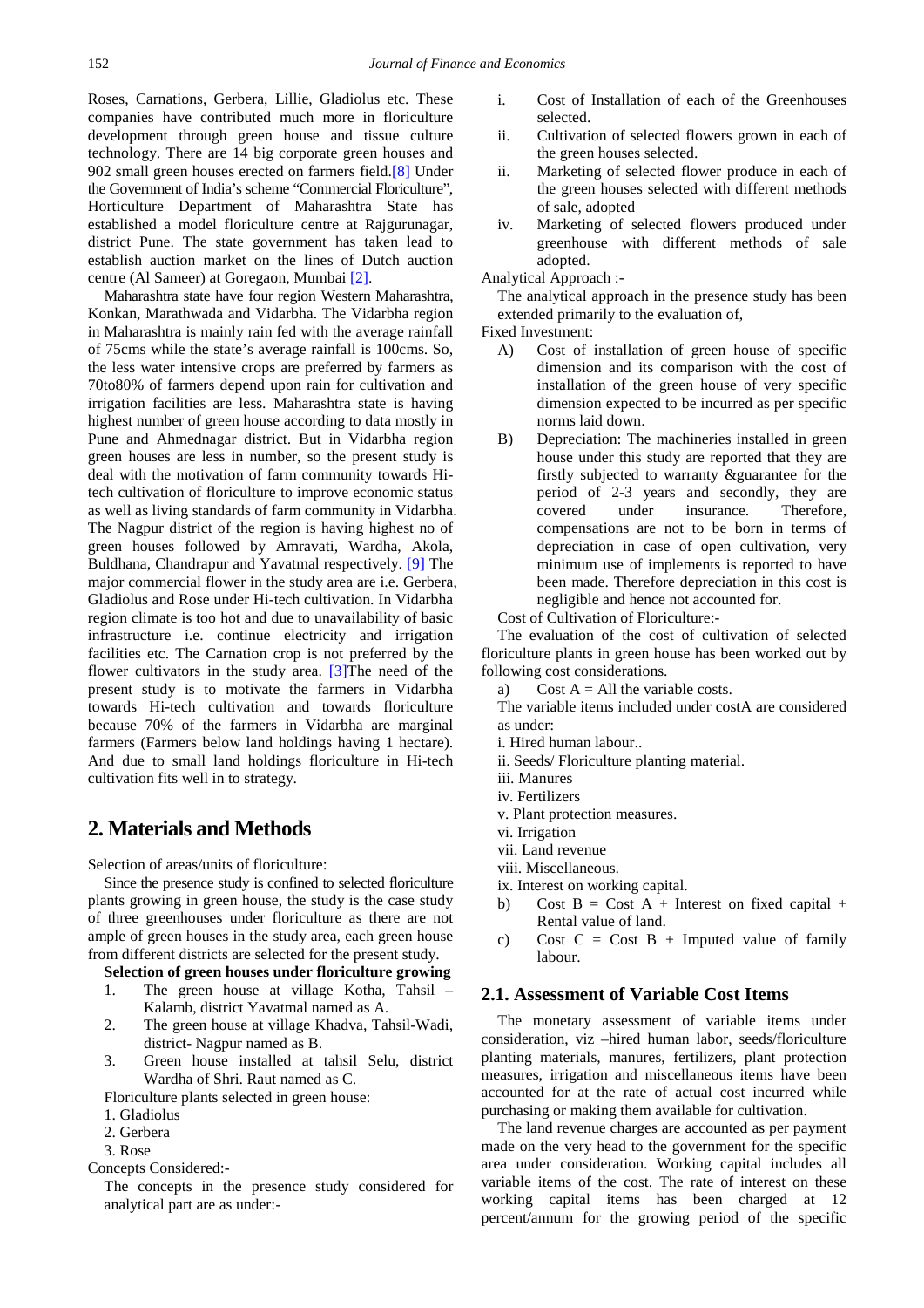Roses, Carnations, Gerbera, Lillie, Gladiolus etc. These companies have contributed much more in floriculture development through green house and tissue culture technology. There are 14 big corporate green houses and 902 small green houses erected on farmers field.[8] Under the Government of India's scheme "Commercial Floriculture", Horticulture Department of Maharashtra State has established a model floriculture centre at Rajgurunagar, district Pune. The state government has taken lead to establish auction market on the lines of Dutch auction centre (Al Sameer) at Goregaon, Mumbai [2].

Maharashtra state have four region Western Maharashtra, Konkan, Marathwada and Vidarbha. The Vidarbha region in Maharashtra is mainly rain fed with the average rainfall of 75cms while the state's average rainfall is 100cms. So, the less water intensive crops are preferred by farmers as 70to80% of farmers depend upon rain for cultivation and irrigation facilities are less. Maharashtra state is having highest number of green house according to data mostly in Pune and Ahmednagar district. But in Vidarbha region green houses are less in number, so the present study is deal with the motivation of farm community towards Hi-tech cultivation of floriculture to improve economic status as well as living standards of farm community in Vidarbha. The Nagpur district of the region is having highest no of green houses followed by Amravati, Wardha, Akola, Buldhana, Chandrapur and Yavatmal respectively. [9] The major commercial flower in the study area are i.e. Gerbera, Gladiolus and Rose under Hi-tech cultivation. In Vidarbha region climate is too hot and due to unavailability of basic infrastructure i.e. continue electricity and irrigation facilities etc. The Carnation crop is not preferred by the flower cultivators in the study area. [3]The need of the present study is to motivate the farmers in Vidarbha towards Hi-tech cultivation and towards floriculture because 70% of the farmers in Vidarbha are marginal farmers (Farmers below land holdings having 1 hectare). And due to small land holdings floriculture in Hi-tech cultivation fits well in to strategy.

## 2. Materials and Methods

Selection of areas/units of floriculture:

Since the presence study is confined to selected floriculture plants growing in green house, the study is the case study of three greenhouses under floriculture as there are not ample of green houses in the study area, each green house from different districts are selected for the present study.

**Selection of green houses under floriculture growing**

1. The green house at village Kotha, Tahsil – Kalamb, district Yavatmal named as A.
2. The green house at village Khadva, Tahsil-Wadi, district- Nagpur named as B.
3. Green house installed at tahsil Selu, district Wardha of Shri. Raut named as C.

Floriculture plants selected in green house:

1. Gladiolus
2. Gerbera
3. Rose

Concepts Considered:-

The concepts in the presence study considered for analytical part are as under:-

i. Cost of Installation of each of the Greenhouses selected.
ii. Cultivation of selected flowers grown in each of the green houses selected.
ii. Marketing of selected flower produce in each of the green houses selected with different methods of sale, adopted
iv. Marketing of selected flowers produced under greenhouse with different methods of sale adopted.

Analytical Approach :-

The analytical approach in the presence study has been extended primarily to the evaluation of,

Fixed Investment:

A) Cost of installation of green house of specific dimension and its comparison with the cost of installation of the green house of very specific dimension expected to be incurred as per specific norms laid down.

B) Depreciation: The machineries installed in green house under this study are reported that they are firstly subjected to warranty &guarantee for the period of 2-3 years and secondly, they are covered under insurance. Therefore, compensations are not to be born in terms of depreciation in case of open cultivation, very minimum use of implements is reported to have been made. Therefore depreciation in this cost is negligible and hence not accounted for.

Cost of Cultivation of Floriculture:-

The evaluation of the cost of cultivation of selected floriculture plants in green house has been worked out by following cost considerations.

a) Cost A = All the variable costs.

The variable items included under costA are considered as under:

i. Hired human labour..
ii. Seeds/ Floriculture planting material.
iii. Manures
iv. Fertilizers
v. Plant protection measures.
vi. Irrigation
vii. Land revenue
viii. Miscellaneous.
ix. Interest on working capital.

b) Cost B = Cost A + Interest on fixed capital + Rental value of land.

c) Cost C = Cost B + Imputed value of family labour.

### 2.1. Assessment of Variable Cost Items

The monetary assessment of variable items under consideration, viz –hired human labor, seeds/floriculture planting materials, manures, fertilizers, plant protection measures, irrigation and miscellaneous items have been accounted for at the rate of actual cost incurred while purchasing or making them available for cultivation.

The land revenue charges are accounted as per payment made on the very head to the government for the specific area under consideration. Working capital includes all variable items of the cost. The rate of interest on these working capital items has been charged at 12 percent/annum for the growing period of the specific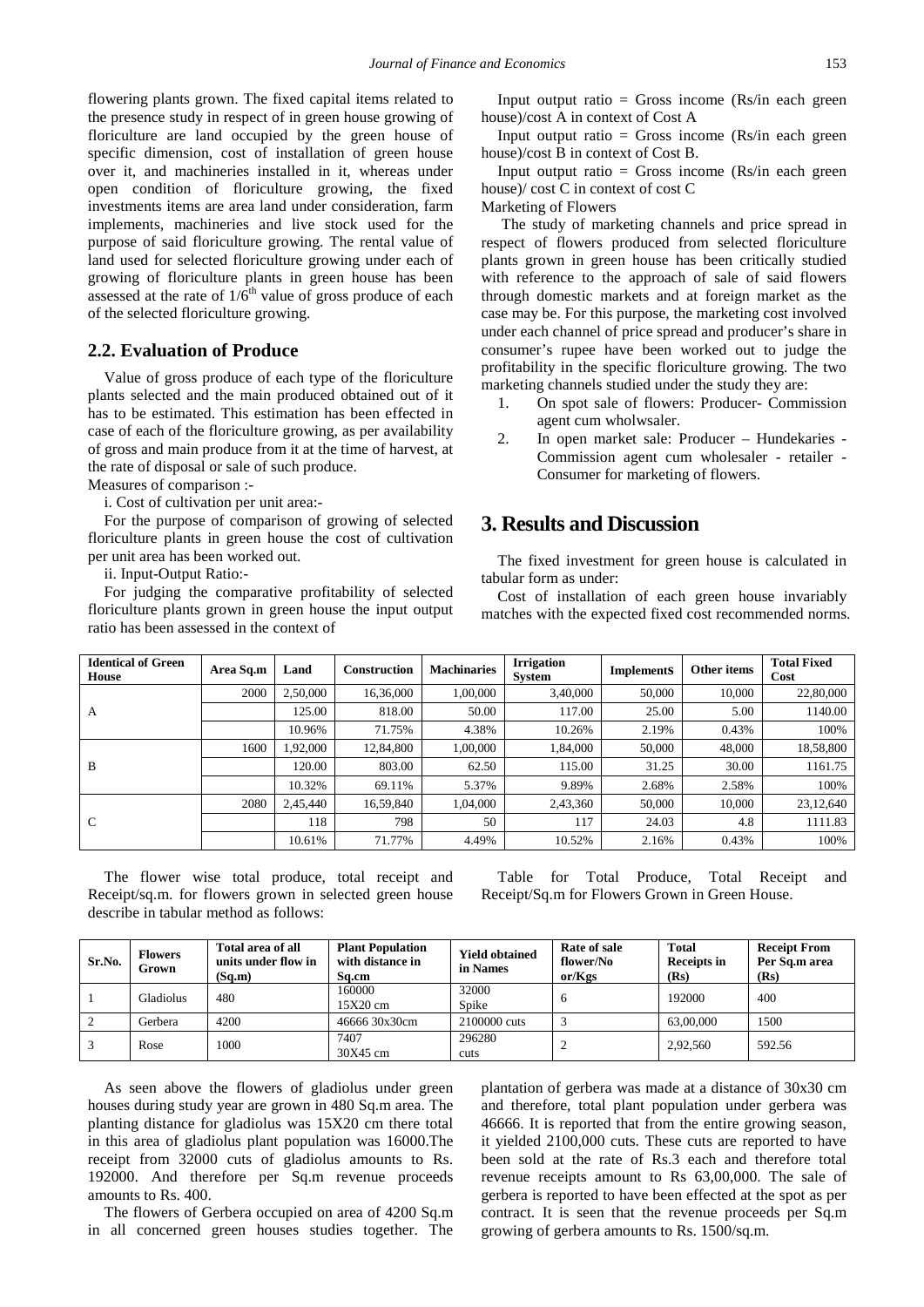flowering plants grown. The fixed capital items related to the presence study in respect of in green house growing of floriculture are land occupied by the green house of specific dimension, cost of installation of green house over it, and machineries installed in it, whereas under open condition of floriculture growing, the fixed investments items are area land under consideration, farm implements, machineries and live stock used for the purpose of said floriculture growing. The rental value of land used for selected floriculture growing under each of growing of floriculture plants in green house has been assessed at the rate of $1/6^{th}$ value of gross produce of each of the selected floriculture growing.

## 2.2. Evaluation of Produce

Value of gross produce of each type of the floriculture plants selected and the main produced obtained out of it has to be estimated. This estimation has been effected in case of each of the floriculture growing, as per availability of gross and main produce from it at the time of harvest, at the rate of disposal or sale of such produce.

Measures of comparison :-

i. Cost of cultivation per unit area:-

For the purpose of comparison of growing of selected floriculture plants in green house the cost of cultivation per unit area has been worked out.

ii. Input-Output Ratio:-

For judging the comparative profitability of selected floriculture plants grown in green house the input output ratio has been assessed in the context of

Input output ratio = Gross income (Rs/in each green house)/cost A in context of Cost A

Input output ratio = Gross income (Rs/in each green house)/cost B in context of Cost B.

Input output ratio = Gross income (Rs/in each green house)/ cost C in context of cost C

Marketing of Flowers

The study of marketing channels and price spread in respect of flowers produced from selected floriculture plants grown in green house has been critically studied with reference to the approach of sale of said flowers through domestic markets and at foreign market as the case may be. For this purpose, the marketing cost involved under each channel of price spread and producer's share in consumer's rupee have been worked out to judge the profitability in the specific floriculture growing. The two marketing channels studied under the study they are:

1. On spot sale of flowers: Producer- Commission agent cum wholsesaler.
2. In open market sale: Producer – Hundekaries - Commission agent cum wholesaler - retailer - Consumer for marketing of flowers.

# 3. Results and Discussion

The fixed investment for green house is calculated in tabular form as under:

Cost of installation of each green house invariably matches with the expected fixed cost recommended norms.

| Identical of Green House | Area Sq.m | Land | Construction | Machinaries | Irrigation System | Implements | Other items | Total Fixed Cost |
|---|---|---|---|---|---|---|---|---|
| A | 2000 | 2,50,000 | 16,36,000 | 1,00,000 | 3,40,000 | 50,000 | 10,000 | 22,80,000 |
| | | 125.00 | 818.00 | 50.00 | 117.00 | 25.00 | 5.00 | 1140.00 |
| | | 10.96% | 71.75% | 4.38% | 10.26% | 2.19% | 0.43% | 100% |
| B | 1600 | 1,92,000 | 12,84,800 | 1,00,000 | 1,84,000 | 50,000 | 48,000 | 18,58,800 |
| | | 120.00 | 803.00 | 62.50 | 115.00 | 31.25 | 30.00 | 1161.75 |
| | | 10.32% | 69.11% | 5.37% | 9.89% | 2.68% | 2.58% | 100% |
| C | 2080 | 2,45,440 | 16,59,840 | 1,04,000 | 2,43,360 | 50,000 | 10,000 | 23,12,640 |
| | | 118 | 798 | 50 | 117 | 24.03 | 4.8 | 1111.83 |
| | | 10.61% | 71.77% | 4.49% | 10.52% | 2.16% | 0.43% | 100% |

The flower wise total produce, total receipt and Receipt/sq.m. for flowers grown in selected green house describe in tabular method as follows:

Table for Total Produce, Total Receipt and Receipt/Sq.m for Flowers Grown in Green House.

| Sr.No. | Flowers Grown | Total area of all units under flow in (Sq.m) | Plant Population with distance in Sq.cm | Yield obtained in Names | Rate of sale flower/No or/Kgs | Total Receipts in (Rs) | Receipt From Per Sq.m area (Rs) |
|---|---|---|---|---|---|---|---|
| 1 | Gladiolus | 480 | 160000 15X20 cm | 32000 Spike | 6 | 192000 | 400 |
| 2 | Gerbera | 4200 | 46666 30x30cm | 2100000 cuts | 3 | 63,00,000 | 1500 |
| 3 | Rose | 1000 | 7407 30X45 cm | 296280 cuts | 2 | 2,92,560 | 592.56 |

As seen above the flowers of gladiolus under green houses during study year are grown in 480 Sq.m area. The planting distance for gladiolus was 15X20 cm there total in this area of gladiolus plant population was 16000.The receipt from 32000 cuts of gladiolus amounts to Rs. 192000. And therefore per Sq.m revenue proceeds amounts to Rs. 400.

The flowers of Gerbera occupied on area of 4200 Sq.m in all concerned green houses studies together. The plantation of gerbera was made at a distance of 30x30 cm and therefore, total plant population under gerbera was 46666. It is reported that from the entire growing season, it yielded 2100,000 cuts. These cuts are reported to have been sold at the rate of Rs.3 each and therefore total revenue receipts amount to Rs 63,00,000. The sale of gerbera is reported to have been effected at the spot as per contract. It is seen that the revenue proceeds per Sq.m growing of gerbera amounts to Rs. 1500/sq.m.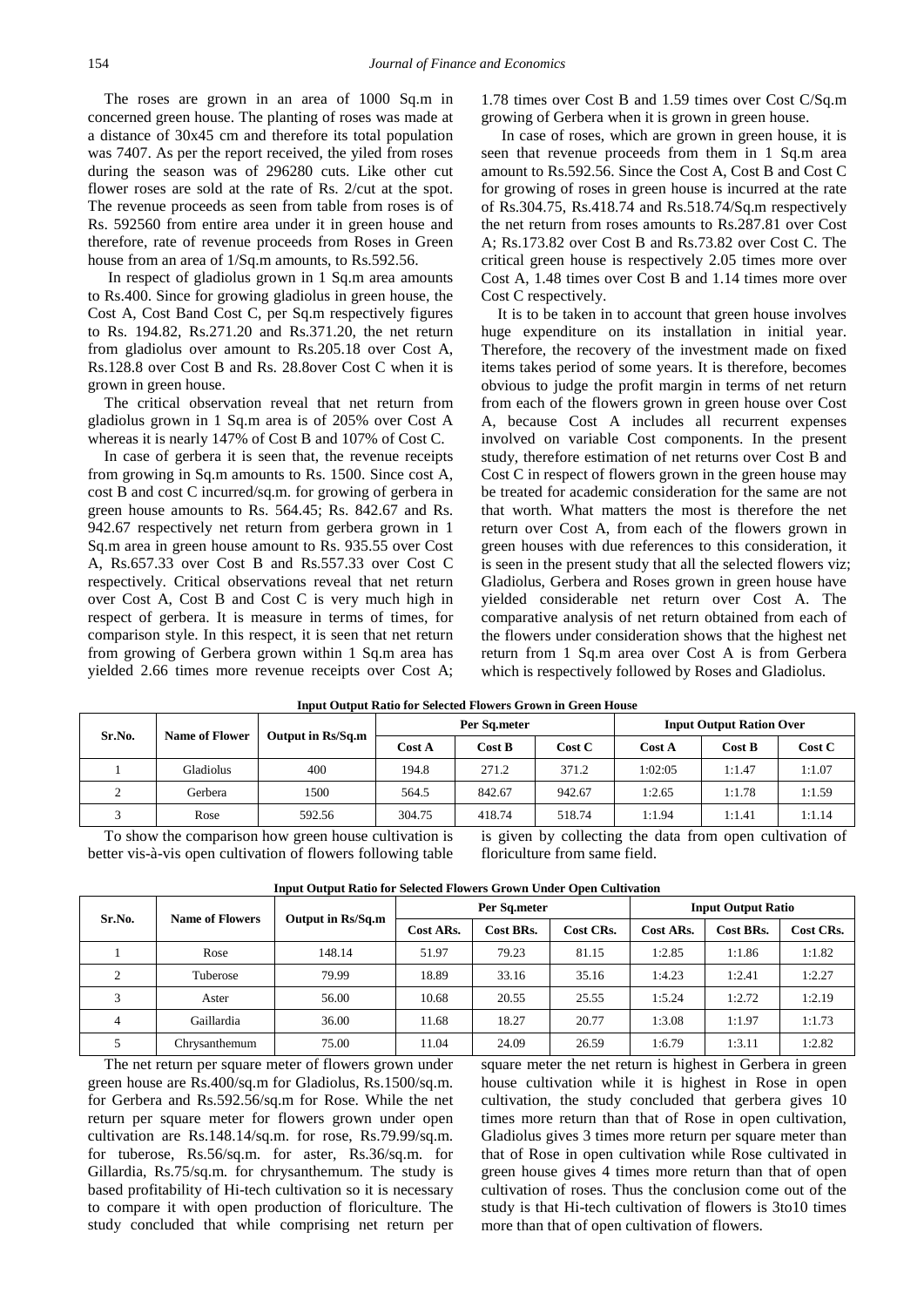The roses are grown in an area of 1000 Sq.m in concerned green house. The planting of roses was made at a distance of 30x45 cm and therefore its total population was 7407. As per the report received, the yiled from roses during the season was of 296280 cuts. Like other cut flower roses are sold at the rate of Rs. 2/cut at the spot. The revenue proceeds as seen from table from roses is of Rs. 592560 from entire area under it in green house and therefore, rate of revenue proceeds from Roses in Green house from an area of 1/Sq.m amounts, to Rs.592.56.

In respect of gladiolus grown in 1 Sq.m area amounts to Rs.400. Since for growing gladiolus in green house, the Cost A, Cost Band Cost C, per Sq.m respectively figures to Rs. 194.82, Rs.271.20 and Rs.371.20, the net return from gladiolus over amount to Rs.205.18 over Cost A, Rs.128.8 over Cost B and Rs. 28.8over Cost C when it is grown in green house.

The critical observation reveal that net return from gladiolus grown in 1 Sq.m area is of 205% over Cost A whereas it is nearly 147% of Cost B and 107% of Cost C.

In case of gerbera it is seen that, the revenue receipts from growing in Sq.m amounts to Rs. 1500. Since cost A, cost B and cost C incurred/sq.m. for growing of gerbera in green house amounts to Rs. 564.45; Rs. 842.67 and Rs. 942.67 respectively net return from gerbera grown in 1 Sq.m area in green house amount to Rs. 935.55 over Cost A, Rs.657.33 over Cost B and Rs.557.33 over Cost C respectively. Critical observations reveal that net return over Cost A, Cost B and Cost C is very much high in respect of gerbera. It is measure in terms of times, for comparison style. In this respect, it is seen that net return from growing of Gerbera grown within 1 Sq.m area has yielded 2.66 times more revenue receipts over Cost A; 1.78 times over Cost B and 1.59 times over Cost C/Sq.m growing of Gerbera when it is grown in green house.

In case of roses, which are grown in green house, it is seen that revenue proceeds from them in 1 Sq.m area amount to Rs.592.56. Since the Cost A, Cost B and Cost C for growing of roses in green house is incurred at the rate of Rs.304.75, Rs.418.74 and Rs.518.74/Sq.m respectively the net return from roses amounts to Rs.287.81 over Cost A; Rs.173.82 over Cost B and Rs.73.82 over Cost C. The critical green house is respectively 2.05 times more over Cost A, 1.48 times over Cost B and 1.14 times more over Cost C respectively.

It is to be taken in to account that green house involves huge expenditure on its installation in initial year. Therefore, the recovery of the investment made on fixed items takes period of some years. It is therefore, becomes obvious to judge the profit margin in terms of net return from each of the flowers grown in green house over Cost A, because Cost A includes all recurrent expenses involved on variable Cost components. In the present study, therefore estimation of net returns over Cost B and Cost C in respect of flowers grown in the green house may be treated for academic consideration for the same are not that worth. What matters the most is therefore the net return over Cost A, from each of the flowers grown in green houses with due references to this consideration, it is seen in the present study that all the selected flowers viz; Gladiolus, Gerbera and Roses grown in green house have yielded considerable net return over Cost A. The comparative analysis of net return obtained from each of the flowers under consideration shows that the highest net return from 1 Sq.m area over Cost A is from Gerbera which is respectively followed by Roses and Gladiolus.

**Input Output Ratio for Selected Flowers Grown in Green House**

| Sr.No. | Name of Flower | Output in Rs/Sq.m | Per Sq.meter | | | Input Output Ration Over | | |
|---|---|---|---|---|---|---|---|---|
| | | | Cost A | Cost B | Cost C | Cost A | Cost B | Cost C |
| 1 | Gladiolus | 400 | 194.8 | 271.2 | 371.2 | 1:02:05 | 1:1.47 | 1:1.07 |
| 2 | Gerbera | 1500 | 564.5 | 842.67 | 942.67 | 1:2.65 | 1:1.78 | 1:1.59 |
| 3 | Rose | 592.56 | 304.75 | 418.74 | 518.74 | 1:1.94 | 1:1.41 | 1:1.14 |

To show the comparison how green house cultivation is better vis-à-vis open cultivation of flowers following table is given by collecting the data from open cultivation of floriculture from same field.

**Input Output Ratio for Selected Flowers Grown Under Open Cultivation**

| Sr.No. | Name of Flowers | Output in Rs/Sq.m | Per Sq.meter | | | Input Output Ratio | | |
|---|---|---|---|---|---|---|---|---|
| | | | Cost ARs. | Cost BRs. | Cost CRs. | Cost ARs. | Cost BRs. | Cost CRs. |
| 1 | Rose | 148.14 | 51.97 | 79.23 | 81.15 | 1:2.85 | 1:1.86 | 1:1.82 |
| 2 | Tuberose | 79.99 | 18.89 | 33.16 | 35.16 | 1:4.23 | 1:2.41 | 1:2.27 |
| 3 | Aster | 56.00 | 10.68 | 20.55 | 25.55 | 1:5.24 | 1:2.72 | 1:2.19 |
| 4 | Gaillardia | 36.00 | 11.68 | 18.27 | 20.77 | 1:3.08 | 1:1.97 | 1:1.73 |
| 5 | Chrysanthemum | 75.00 | 11.04 | 24.09 | 26.59 | 1:6.79 | 1:3.11 | 1:2.82 |

The net return per square meter of flowers grown under green house are Rs.400/sq.m for Gladiolus, Rs.1500/sq.m. for Gerbera and Rs.592.56/sq.m for Rose. While the net return per square meter for flowers grown under open cultivation are Rs.148.14/sq.m. for rose, Rs.79.99/sq.m. for tuberose, Rs.56/sq.m. for aster, Rs.36/sq.m. for Gillardia, Rs.75/sq.m. for chrysanthemum. The study is based profitability of Hi-tech cultivation so it is necessary to compare it with open production of floriculture. The study concluded that while comprising net return per square meter the net return is highest in Gerbera in green house cultivation while it is highest in Rose in open cultivation, the study concluded that gerbera gives 10 times more return than that of Rose in open cultivation, Gladiolus gives 3 times more return per square meter than that of Rose in open cultivation while Rose cultivated in green house gives 4 times more return than that of open cultivation of roses. Thus the conclusion come out of the study is that Hi-tech cultivation of flowers is 3to10 times more than that of open cultivation of flowers.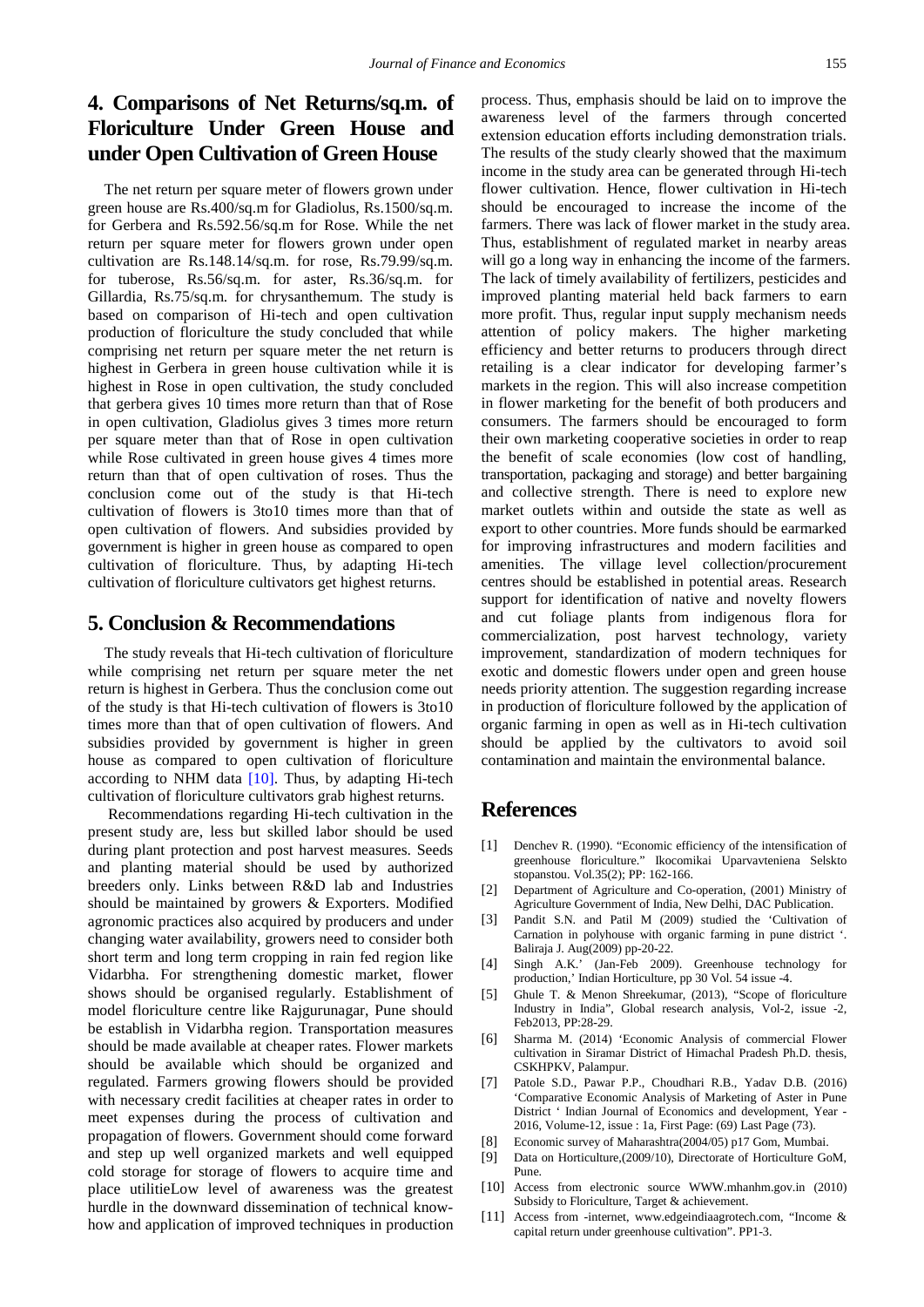## 4. Comparisons of Net Returns/sq.m. of Floriculture Under Green House and under Open Cultivation of Green House

The net return per square meter of flowers grown under green house are Rs.400/sq.m for Gladiolus, Rs.1500/sq.m. for Gerbera and Rs.592.56/sq.m for Rose. While the net return per square meter for flowers grown under open cultivation are Rs.148.14/sq.m. for rose, Rs.79.99/sq.m. for tuberose, Rs.56/sq.m. for aster, Rs.36/sq.m. for Gillardia, Rs.75/sq.m. for chrysanthemum. The study is based on comparison of Hi-tech and open cultivation production of floriculture the study concluded that while comprising net return per square meter the net return is highest in Gerbera in green house cultivation while it is highest in Rose in open cultivation, the study concluded that gerbera gives 10 times more return than that of Rose in open cultivation, Gladiolus gives 3 times more return per square meter than that of Rose in open cultivation while Rose cultivated in green house gives 4 times more return than that of open cultivation of roses. Thus the conclusion come out of the study is that Hi-tech cultivation of flowers is 3to10 times more than that of open cultivation of flowers. And subsidies provided by government is higher in green house as compared to open cultivation of floriculture. Thus, by adapting Hi-tech cultivation of floriculture cultivators get highest returns.

## 5. Conclusion & Recommendations

The study reveals that Hi-tech cultivation of floriculture while comprising net return per square meter the net return is highest in Gerbera. Thus the conclusion come out of the study is that Hi-tech cultivation of flowers is 3to10 times more than that of open cultivation of flowers. And subsidies provided by government is higher in green house as compared to open cultivation of floriculture according to NHM data [10]. Thus, by adapting Hi-tech cultivation of floriculture cultivators grab highest returns.

Recommendations regarding Hi-tech cultivation in the present study are, less but skilled labor should be used during plant protection and post harvest measures. Seeds and planting material should be used by authorized breeders only. Links between R&D lab and Industries should be maintained by growers & Exporters. Modified agronomic practices also acquired by producers and under changing water availability, growers need to consider both short term and long term cropping in rain fed region like Vidarbha. For strengthening domestic market, flower shows should be organised regularly. Establishment of model floriculture centre like Rajgurunagar, Pune should be establish in Vidarbha region. Transportation measures should be made available at cheaper rates. Flower markets should be available which should be organized and regulated. Farmers growing flowers should be provided with necessary credit facilities at cheaper rates in order to meet expenses during the process of cultivation and propagation of flowers. Government should come forward and step up well organized markets and well equipped cold storage for storage of flowers to acquire time and place utilitieLow level of awareness was the greatest hurdle in the downward dissemination of technical know-how and application of improved techniques in production process. Thus, emphasis should be laid on to improve the awareness level of the farmers through concerted extension education efforts including demonstration trials. The results of the study clearly showed that the maximum income in the study area can be generated through Hi-tech flower cultivation. Hence, flower cultivation in Hi-tech should be encouraged to increase the income of the farmers. There was lack of flower market in the study area. Thus, establishment of regulated market in nearby areas will go a long way in enhancing the income of the farmers. The lack of timely availability of fertilizers, pesticides and improved planting material held back farmers to earn more profit. Thus, regular input supply mechanism needs attention of policy makers. The higher marketing efficiency and better returns to producers through direct retailing is a clear indicator for developing farmer's markets in the region. This will also increase competition in flower marketing for the benefit of both producers and consumers. The farmers should be encouraged to form their own marketing cooperative societies in order to reap the benefit of scale economies (low cost of handling, transportation, packaging and storage) and better bargaining and collective strength. There is need to explore new market outlets within and outside the state as well as export to other countries. More funds should be earmarked for improving infrastructures and modern facilities and amenities. The village level collection/procurement centres should be established in potential areas. Research support for identification of native and novelty flowers and cut foliage plants from indigenous flora for commercialization, post harvest technology, variety improvement, standardization of modern techniques for exotic and domestic flowers under open and green house needs priority attention. The suggestion regarding increase in production of floriculture followed by the application of organic farming in open as well as in Hi-tech cultivation should be applied by the cultivators to avoid soil contamination and maintain the environmental balance.

## References

[1] Denchev R. (1990). "Economic efficiency of the intensification of greenhouse floriculture." Ikocomikai Uparvavteniena Selskto stopanstou. Vol.35(2); PP: 162-166.

[2] Department of Agriculture and Co-operation, (2001) Ministry of Agriculture Government of India, New Delhi, DAC Publication.

[3] Pandit S.N. and Patil M (2009) studied the 'Cultivation of Carnation in polyhouse with organic farming in pune district '. Baliraja J. Aug(2009) pp-20-22.

[4] Singh A.K.' (Jan-Feb 2009). Greenhouse technology for production,' Indian Horticulture, pp 30 Vol. 54 issue -4.

[5] Ghule T. & Menon Shreekumar, (2013), "Scope of floriculture Industry in India", Global research analysis, Vol-2, issue -2, Feb2013, PP:28-29.

[6] Sharma M. (2014) 'Economic Analysis of commercial Flower cultivation in Siramar District of Himachal Pradesh Ph.D. thesis, CSKHPKV, Palampur.

[7] Patole S.D., Pawar P.P., Choudhari R.B., Yadav D.B. (2016) 'Comparative Economic Analysis of Marketing of Aster in Pune District ' Indian Journal of Economics and development, Year - 2016, Volume-12, issue : 1a, First Page: (69) Last Page (73).

[8] Economic survey of Maharashtra(2004/05) p17 Gom, Mumbai.

[9] Data on Horticulture,(2009/10), Directorate of Horticulture GoM, Pune.

[10] Access from electronic source WWW.mhanhm.gov.in (2010) Subsidy to Floriculture, Target & achievement.

[11] Access from -internet, www.edgeindiaagrotech.com, "Income & capital return under greenhouse cultivation". PP1-3.